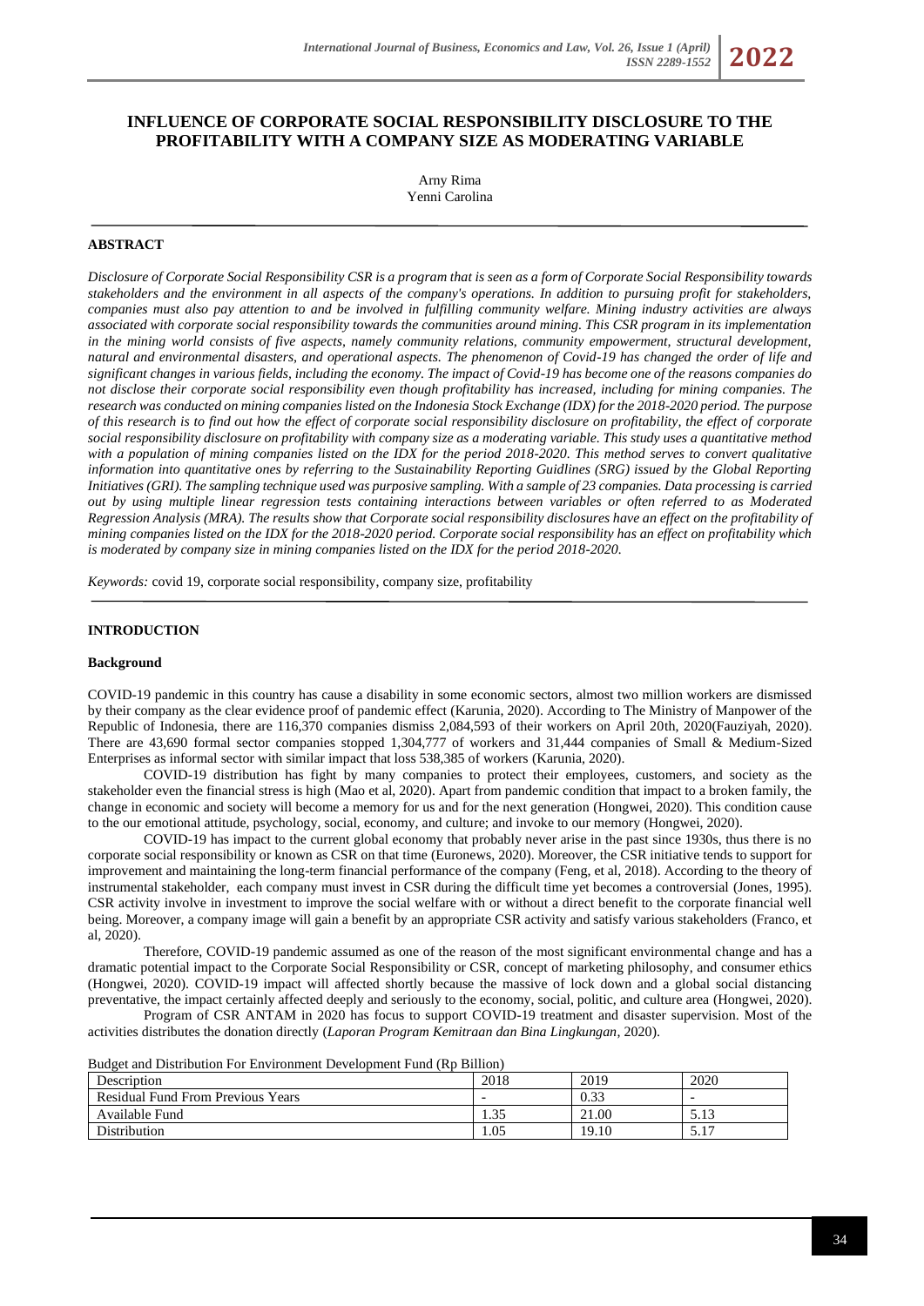# INFLUENCE OF CORPORATE SOCIAL RESPONSIBILITY DISCLOSURE TO THE PROFITABILITY WITH A COMPANY SIZE AS MODERATING VARIABLE

Arny Rima
Yenni Carolina

## ABSTRACT

*Disclosure of Corporate Social Responsibility CSR is a program that is seen as a form of Corporate Social Responsibility towards stakeholders and the environment in all aspects of the company's operations. In addition to pursuing profit for stakeholders, companies must also pay attention to and be involved in fulfilling community welfare. Mining industry activities are always associated with corporate social responsibility towards the communities around mining. This CSR program in its implementation in the mining world consists of five aspects, namely community relations, community empowerment, structural development, natural and environmental disasters, and operational aspects. The phenomenon of Covid-19 has changed the order of life and significant changes in various fields, including the economy. The impact of Covid-19 has become one of the reasons companies do not disclose their corporate social responsibility even though profitability has increased, including for mining companies. The research was conducted on mining companies listed on the Indonesia Stock Exchange (IDX) for the 2018-2020 period. The purpose of this research is to find out how the effect of corporate social responsibility disclosure on profitability, the effect of corporate social responsibility disclosure on profitability with company size as a moderating variable. This study uses a quantitative method with a population of mining companies listed on the IDX for the period 2018-2020. This method serves to convert qualitative information into quantitative ones by referring to the Sustainability Reporting Guidlines (SRG) issued by the Global Reporting Initiatives (GRI). The sampling technique used was purposive sampling. With a sample of 23 companies. Data processing is carried out by using multiple linear regression tests containing interactions between variables or often referred to as Moderated Regression Analysis (MRA). The results show that Corporate social responsibility disclosures have an effect on the profitability of mining companies listed on the IDX for the 2018-2020 period. Corporate social responsibility has an effect on profitability which is moderated by company size in mining companies listed on the IDX for the period 2018-2020.*

*Keywords:* covid 19, corporate social responsibility, company size, profitability

## INTRODUCTION

### Background

COVID-19 pandemic in this country has cause a disability in some economic sectors, almost two million workers are dismissed by their company as the clear evidence proof of pandemic effect (Karunia, 2020). According to The Ministry of Manpower of the Republic of Indonesia, there are 116,370 companies dismiss 2,084,593 of their workers on April 20th, 2020(Fauziyah, 2020). There are 43,690 formal sector companies stopped 1,304,777 of workers and 31,444 companies of Small & Medium-Sized Enterprises as informal sector with similar impact that loss 538,385 of workers (Karunia, 2020).

COVID-19 distribution has fight by many companies to protect their employees, customers, and society as the stakeholder even the financial stress is high (Mao et al, 2020). Apart from pandemic condition that impact to a broken family, the change in economic and society will become a memory for us and for the next generation (Hongwei, 2020). This condition cause to the our emotional attitude, psychology, social, economy, and culture; and invoke to our memory (Hongwei, 2020).

COVID-19 has impact to the current global economy that probably never arise in the past since 1930s, thus there is no corporate social responsibility or known as CSR on that time (Euronews, 2020). Moreover, the CSR initiative tends to support for improvement and maintaining the long-term financial performance of the company (Feng, et al, 2018). According to the theory of instrumental stakeholder, each company must invest in CSR during the difficult time yet becomes a controversial (Jones, 1995). CSR activity involve in investment to improve the social welfare with or without a direct benefit to the corporate financial well being. Moreover, a company image will gain a benefit by an appropriate CSR activity and satisfy various stakeholders (Franco, et al, 2020).

Therefore, COVID-19 pandemic assumed as one of the reason of the most significant environmental change and has a dramatic potential impact to the Corporate Social Responsibility or CSR, concept of marketing philosophy, and consumer ethics (Hongwei, 2020). COVID-19 impact will affected shortly because the massive of lock down and a global social distancing preventative, the impact certainly affected deeply and seriously to the economy, social, politic, and culture area (Hongwei, 2020).

Program of CSR ANTAM in 2020 has focus to support COVID-19 treatment and disaster supervision. Most of the activities distributes the donation directly (*Laporan Program Kemitraan dan Bina Lingkungan*, 2020).

Budget and Distribution For Environment Development Fund (Rp Billion)

| Description | 2018 | 2019 | 2020 |
|---|---|---|---|
| Residual Fund From Previous Years | - | 0.33 | - |
| Available Fund | 1.35 | 21.00 | 5.13 |
| Distribution | 1.05 | 19.10 | 5.17 |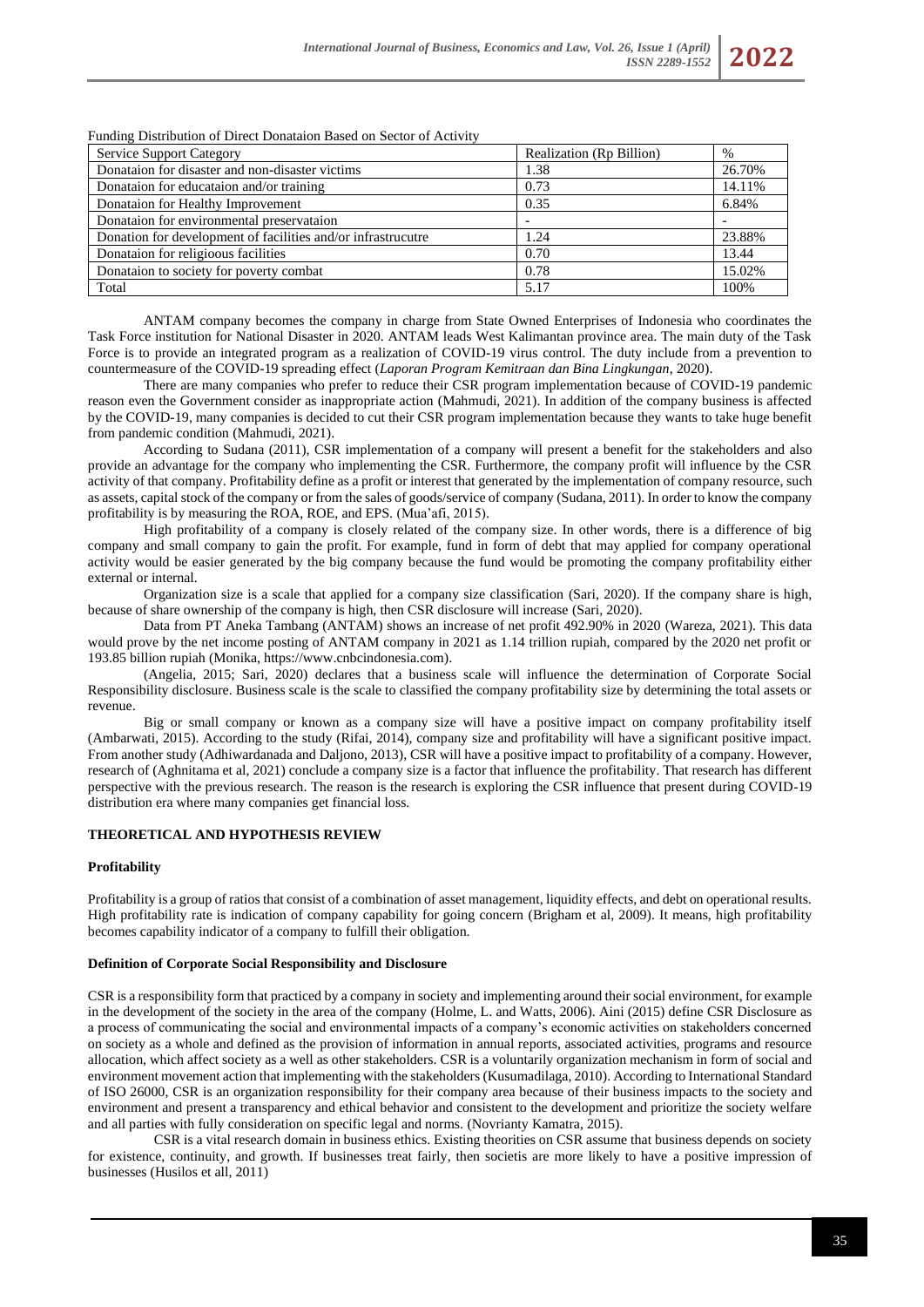Funding Distribution of Direct Donataion Based on Sector of Activity

| Service Support Category | Realization (Rp Billion) | % |
|---|---|---|
| Donataion for disaster and non-disaster victims | 1.38 | 26.70% |
| Donataion for educataion and/or training | 0.73 | 14.11% |
| Donataion for Healthy Improvement | 0.35 | 6.84% |
| Donataion for environmental preservataion | - | - |
| Donation for development of facilities and/or infrastrucutre | 1.24 | 23.88% |
| Donataion for religioous facilities | 0.70 | 13.44 |
| Donataion to society for poverty combat | 0.78 | 15.02% |
| Total | 5.17 | 100% |

ANTAM company becomes the company in charge from State Owned Enterprises of Indonesia who coordinates the Task Force institution for National Disaster in 2020. ANTAM leads West Kalimantan province area. The main duty of the Task Force is to provide an integrated program as a realization of COVID-19 virus control. The duty include from a prevention to countermeasure of the COVID-19 spreading effect (*Laporan Program Kemitraan dan Bina Lingkungan,* 2020).

There are many companies who prefer to reduce their CSR program implementation because of COVID-19 pandemic reason even the Government consider as inappropriate action (Mahmudi, 2021). In addition of the company business is affected by the COVID-19, many companies is decided to cut their CSR program implementation because they wants to take huge benefit from pandemic condition (Mahmudi, 2021).

According to Sudana (2011), CSR implementation of a company will present a benefit for the stakeholders and also provide an advantage for the company who implementing the CSR. Furthermore, the company profit will influence by the CSR activity of that company. Profitability define as a profit or interest that generated by the implementation of company resource, such as assets, capital stock of the company or from the sales of goods/service of company (Sudana, 2011). In order to know the company profitability is by measuring the ROA, ROE, and EPS. (Mua'afi, 2015).

High profitability of a company is closely related of the company size. In other words, there is a difference of big company and small company to gain the profit. For example, fund in form of debt that may applied for company operational activity would be easier generated by the big company because the fund would be promoting the company profitability either external or internal.

Organization size is a scale that applied for a company size classification (Sari, 2020). If the company share is high, because of share ownership of the company is high, then CSR disclosure will increase (Sari, 2020).

Data from PT Aneka Tambang (ANTAM) shows an increase of net profit 492.90% in 2020 (Wareza, 2021). This data would prove by the net income posting of ANTAM company in 2021 as 1.14 trillion rupiah, compared by the 2020 net profit or 193.85 billion rupiah (Monika, https://www.cnbcindonesia.com).

(Angelia, 2015; Sari, 2020) declares that a business scale will influence the determination of Corporate Social Responsibility disclosure. Business scale is the scale to classified the company profitability size by determining the total assets or revenue.

Big or small company or known as a company size will have a positive impact on company profitability itself (Ambarwati, 2015). According to the study (Rifai, 2014), company size and profitability will have a significant positive impact. From another study (Adhiwardanada and Daljono, 2013), CSR will have a positive impact to profitability of a company. However, research of (Aghnitama et al, 2021) conclude a company size is a factor that influence the profitability. That research has different perspective with the previous research. The reason is the research is exploring the CSR influence that present during COVID-19 distribution era where many companies get financial loss.

## THEORETICAL AND HYPOTHESIS REVIEW

### Profitability

Profitability is a group of ratios that consist of a combination of asset management, liquidity effects, and debt on operational results. High profitability rate is indication of company capability for going concern (Brigham et al, 2009). It means, high profitability becomes capability indicator of a company to fulfill their obligation.

### Definition of Corporate Social Responsibility and Disclosure

CSR is a responsibility form that practiced by a company in society and implementing around their social environment, for example in the development of the society in the area of the company (Holme, L. and Watts, 2006). Aini (2015) define CSR Disclosure as a process of communicating the social and environmental impacts of a company's economic activities on stakeholders concerned on society as a whole and defined as the provision of information in annual reports, associated activities, programs and resource allocation, which affect society as a well as other stakeholders. CSR is a voluntarily organization mechanism in form of social and environment movement action that implementing with the stakeholders (Kusumadilaga, 2010). According to International Standard of ISO 26000, CSR is an organization responsibility for their company area because of their business impacts to the society and environment and present a transparency and ethical behavior and consistent to the development and prioritize the society welfare and all parties with fully consideration on specific legal and norms. (Novrianty Kamatra, 2015).

CSR is a vital research domain in business ethics. Existing theorities on CSR assume that business depends on society for existence, continuity, and growth. If businesses treat fairly, then societis are more likely to have a positive impression of businesses (Husilos et all, 2011)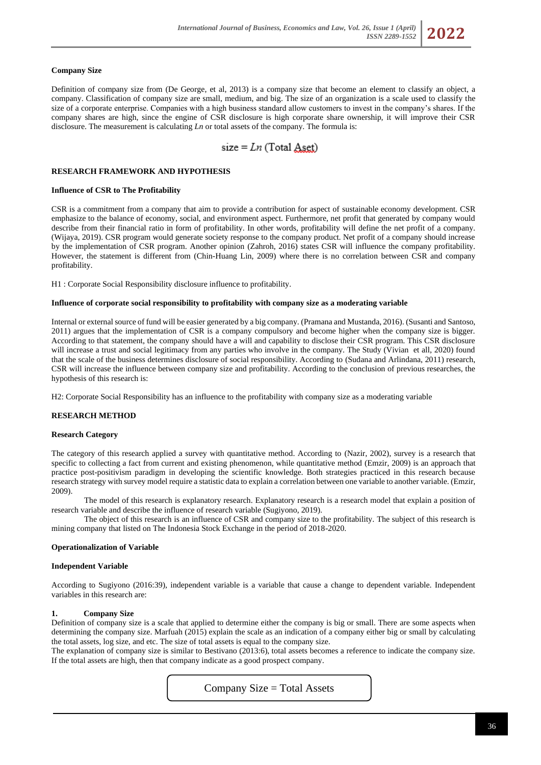### Company Size

Definition of company size from (De George, et al, 2013) is a company size that become an element to classify an object, a company. Classification of company size are small, medium, and big. The size of an organization is a scale used to classify the size of a corporate enterprise. Companies with a high business standard allow customers to invest in the company's shares. If the company shares are high, since the engine of CSR disclosure is high corporate share ownership, it will improve their CSR disclosure. The measurement is calculating *Ln* or total assets of the company. The formula is:

$$\text{size} = Ln\ (\text{Total Aset})$$

## RESEARCH FRAMEWORK AND HYPOTHESIS

### Influence of CSR to The Profitability

CSR is a commitment from a company that aim to provide a contribution for aspect of sustainable economy development. CSR emphasize to the balance of economy, social, and environment aspect. Furthermore, net profit that generated by company would describe from their financial ratio in form of profitability. In other words, profitability will define the net profit of a company. (Wijaya, 2019). CSR program would generate society response to the company product. Net profit of a company should increase by the implementation of CSR program. Another opinion (Zahroh, 2016) states CSR will influence the company profitability. However, the statement is different from (Chin-Huang Lin, 2009) where there is no correlation between CSR and company profitability.

H1 : Corporate Social Responsibility disclosure influence to profitability.

### Influence of corporate social responsibility to profitability with company size as a moderating variable

Internal or external source of fund will be easier generated by a big company. (Pramana and Mustanda, 2016). (Susanti and Santoso, 2011) argues that the implementation of CSR is a company compulsory and become higher when the company size is bigger. According to that statement, the company should have a will and capability to disclose their CSR program. This CSR disclosure will increase a trust and social legitimacy from any parties who involve in the company. The Study (Vivian et all, 2020) found that the scale of the business determines disclosure of social responsibility. According to (Sudana and Arlindana, 2011) research, CSR will increase the influence between company size and profitability. According to the conclusion of previous researches, the hypothesis of this research is:

H2: Corporate Social Responsibility has an influence to the profitability with company size as a moderating variable

## RESEARCH METHOD

### Research Category

The category of this research applied a survey with quantitative method. According to (Nazir, 2002), survey is a research that specific to collecting a fact from current and existing phenomenon, while quantitative method (Emzir, 2009) is an approach that practice post-positivism paradigm in developing the scientific knowledge. Both strategies practiced in this research because research strategy with survey model require a statistic data to explain a correlation between one variable to another variable. (Emzir, 2009).

The model of this research is explanatory research. Explanatory research is a research model that explain a position of research variable and describe the influence of research variable (Sugiyono, 2019).

The object of this research is an influence of CSR and company size to the profitability. The subject of this research is mining company that listed on The Indonesia Stock Exchange in the period of 2018-2020.

### Operationalization of Variable

### Independent Variable

According to Sugiyono (2016:39), independent variable is a variable that cause a change to dependent variable. Independent variables in this research are:

**1. Company Size**

Definition of company size is a scale that applied to determine either the company is big or small. There are some aspects when determining the company size. Marfuah (2015) explain the scale as an indication of a company either big or small by calculating the total assets, log size, and etc. The size of total assets is equal to the company size.

The explanation of company size is similar to Bestivano (2013:6), total assets becomes a reference to indicate the company size. If the total assets are high, then that company indicate as a good prospect company.

$$\text{Company Size} = \text{Total Assets}$$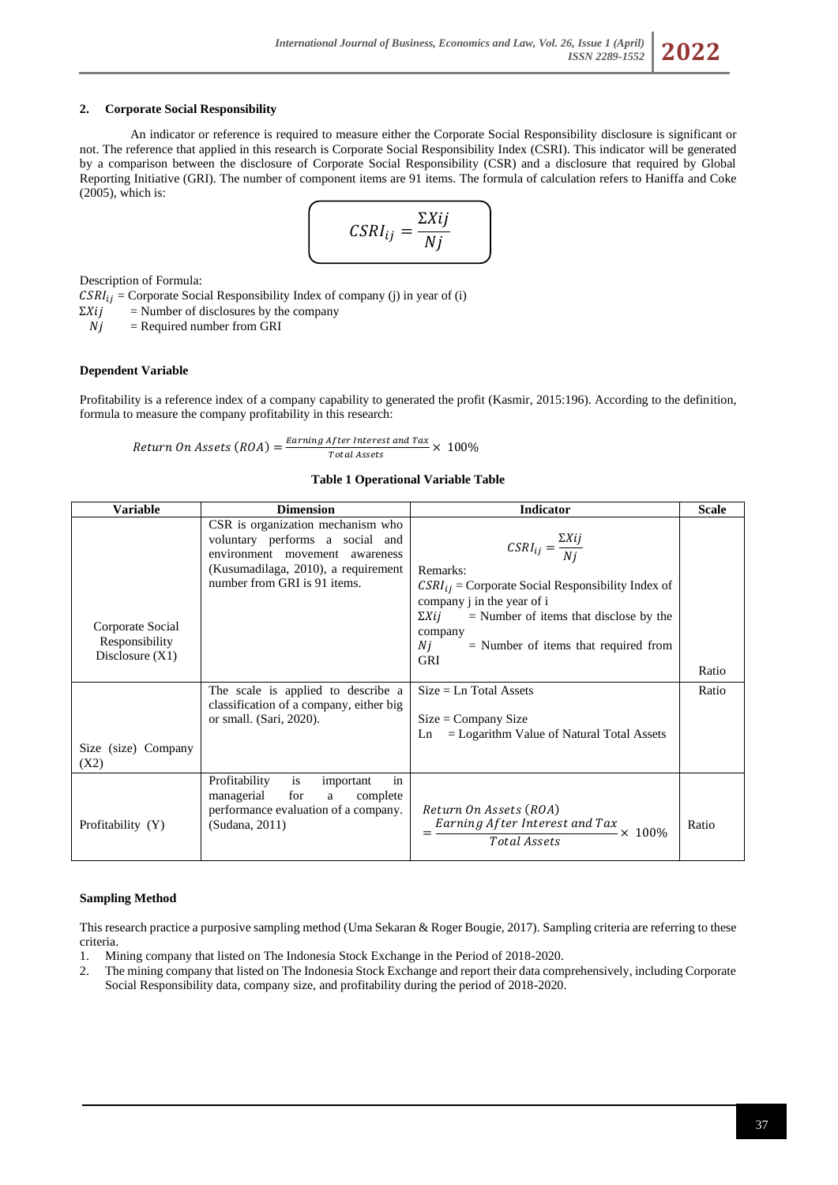### 2. Corporate Social Responsibility

An indicator or reference is required to measure either the Corporate Social Responsibility disclosure is significant or not. The reference that applied in this research is Corporate Social Responsibility Index (CSRI). This indicator will be generated by a comparison between the disclosure of Corporate Social Responsibility (CSR) and a disclosure that required by Global Reporting Initiative (GRI). The number of component items are 91 items. The formula of calculation refers to Haniffa and Coke (2005), which is:

$$CSRI_{ij} = \frac{\Sigma Xij}{Nj}$$

Description of Formula:

$CSRI_{ij}$ = Corporate Social Responsibility Index of company (j) in year of (i)
$\Sigma Xij$ = Number of disclosures by the company
$Nj$ = Required number from GRI

#### Dependent Variable

Profitability is a reference index of a company capability to generated the profit (Kasmir, 2015:196). According to the definition, formula to measure the company profitability in this research:

$$Return\ On\ Assets\ (ROA) = \frac{Earning\ After\ Interest\ and\ Tax}{Total\ Assets} \times 100\%$$

**Table 1 Operational Variable Table**

| Variable | Dimension | Indicator | Scale |
|---|---|---|---|
| Corporate Social Responsibility Disclosure (X1) | CSR is organization mechanism who voluntary performs a social and environment movement awareness (Kusumadilaga, 2010), a requirement number from GRI is 91 items. | $CSRI_{ij} = \frac{\Sigma Xij}{Nj}$ Remarks: $CSRI_{ij}$ = Corporate Social Responsibility Index of company j in the year of i; $\Sigma Xij$ = Number of items that disclose by the company; $Nj$ = Number of items that required from GRI | Ratio |
| Size (size) Company (X2) | The scale is applied to describe a classification of a company, either big or small. (Sari, 2020). | Size = Ln Total Assets; Size = Company Size; Ln = Logarithm Value of Natural Total Assets | Ratio |
| Profitability (Y) | Profitability is important in managerial for a complete performance evaluation of a company. (Sudana, 2011) | $Return\ On\ Assets\ (ROA) = \frac{Earning\ After\ Interest\ and\ Tax}{Total\ Assets} \times 100\%$ | Ratio |

#### Sampling Method

This research practice a purposive sampling method (Uma Sekaran & Roger Bougie, 2017). Sampling criteria are referring to these criteria.

1. Mining company that listed on The Indonesia Stock Exchange in the Period of 2018-2020.
2. The mining company that listed on The Indonesia Stock Exchange and report their data comprehensively, including Corporate Social Responsibility data, company size, and profitability during the period of 2018-2020.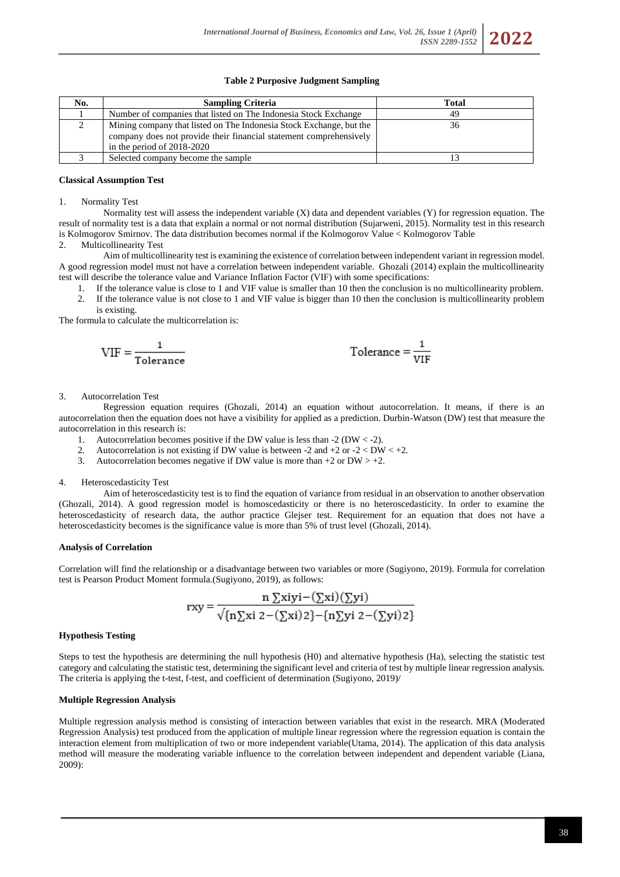**Table 2 Purposive Judgment Sampling**

| No. | Sampling Criteria | Total |
|---|---|---|
| 1 | Number of companies that listed on The Indonesia Stock Exchange | 49 |
| 2 | Mining company that listed on The Indonesia Stock Exchange, but the company does not provide their financial statement comprehensively in the period of 2018-2020 | 36 |
| 3 | Selected company become the sample | 13 |

**Classical Assumption Test**

1. Normality Test

Normality test will assess the independent variable (X) data and dependent variables (Y) for regression equation. The result of normality test is a data that explain a normal or not normal distribution (Sujarweni, 2015). Normality test in this research is Kolmogorov Smirnov. The data distribution becomes normal if the Kolmogorov Value < Kolmogorov Table

2. Multicollinearity Test

Aim of multicollinearity test is examining the existence of correlation between independent variant in regression model. A good regression model must not have a correlation between independent variable. Ghozali (2014) explain the multicollinearity test will describe the tolerance value and Variance Inflation Factor (VIF) with some specifications:

1. If the tolerance value is close to 1 and VIF value is smaller than 10 then the conclusion is no multicollinearity problem.
2. If the tolerance value is not close to 1 and VIF value is bigger than 10 then the conclusion is multicollinearity problem is existing.

The formula to calculate the multicorrelation is:

$$\text{VIF} = \frac{1}{\text{Tolerance}} \qquad \text{Tolerance} = \frac{1}{\text{VIF}}$$

3. Autocorrelation Test

Regression equation requires (Ghozali, 2014) an equation without autocorrelation. It means, if there is an autocorrelation then the equation does not have a visibility for applied as a prediction. Durbin-Watson (DW) test that measure the autocorrelation in this research is:

1. Autocorrelation becomes positive if the DW value is less than -2 ($DW < -2$).
2. Autocorrelation is not existing if DW value is between -2 and +2 or $-2 < DW < +2$.
3. Autocorrelation becomes negative if DW value is more than +2 or $DW > +2$.

4. Heteroscedasticity Test

Aim of heteroscedasticity test is to find the equation of variance from residual in an observation to another observation (Ghozali, 2014). A good regression model is homoscedasticity or there is no heteroscedasticity. In order to examine the heteroscedasticity of research data, the author practice Glejser test. Requirement for an equation that does not have a heteroscedasticity becomes is the significance value is more than 5% of trust level (Ghozali, 2014).

**Analysis of Correlation**

Correlation will find the relationship or a disadvantage between two variables or more (Sugiyono, 2019). Formula for correlation test is Pearson Product Moment formula.(Sugiyono, 2019), as follows:

$$rxy = \frac{n \sum xiyi - (\sum xi)(\sum yi)}{\sqrt{\{n\sum xi\ 2 - (\sum xi)2\} - \{n\sum yi\ 2 - (\sum yi)2\}}}$$

**Hypothesis Testing**

Steps to test the hypothesis are determining the null hypothesis (H0) and alternative hypothesis (Ha), selecting the statistic test category and calculating the statistic test, determining the significant level and criteria of test by multiple linear regression analysis. The criteria is applying the t-test, f-test, and coefficient of determination (Sugiyono, 2019)/

**Multiple Regression Analysis**

Multiple regression analysis method is consisting of interaction between variables that exist in the research. MRA (Moderated Regression Analysis) test produced from the application of multiple linear regression where the regression equation is contain the interaction element from multiplication of two or more independent variable(Utama, 2014). The application of this data analysis method will measure the moderating variable influence to the correlation between independent and dependent variable (Liana, 2009):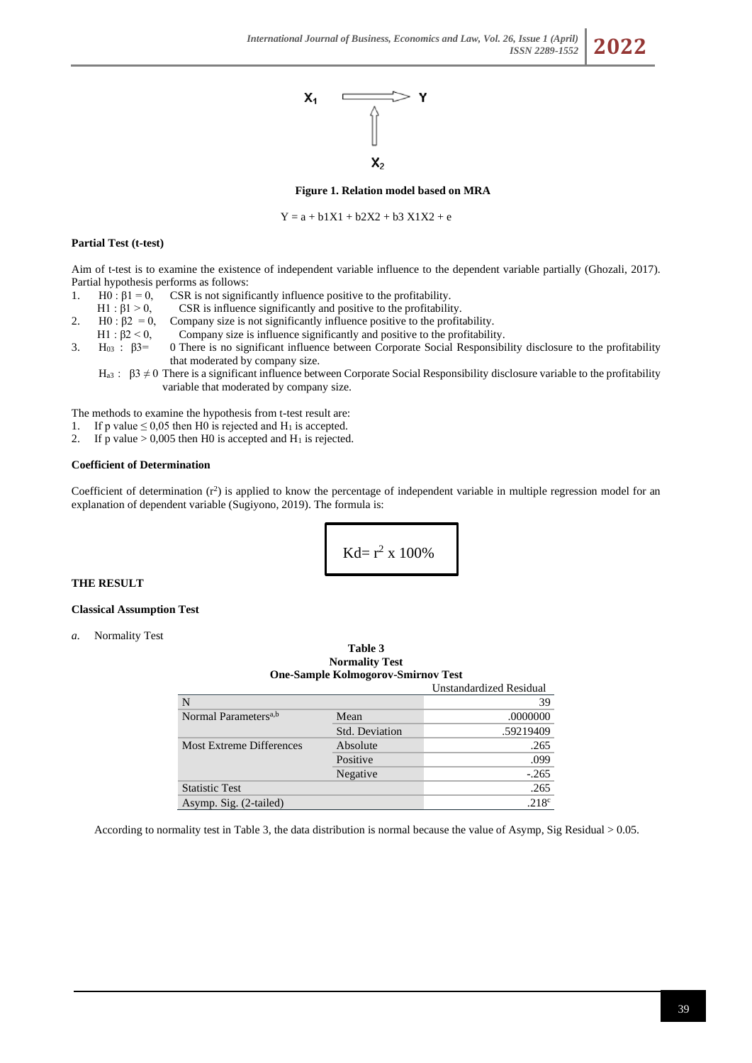$X_1$ → Y ↑ $X_2$

**Figure 1. Relation model based on MRA**

$$Y = a + b1X1 + b2X2 + b3\ X1X2 + e$$

**Partial Test (t-test)**

Aim of t-test is to examine the existence of independent variable influence to the dependent variable partially (Ghozali, 2017). Partial hypothesis performs as follows:

1. H0 : $\beta 1 = 0$, CSR is not significantly influence positive to the profitability.
   H1 : $\beta 1 > 0$, CSR is influence significantly and positive to the profitability.
2. H0 : $\beta 2 = 0$, Company size is not significantly influence positive to the profitability.
   H1 : $\beta 2 < 0$, Company size is influence significantly and positive to the profitability.
3. $H_{03}$ : $\beta 3 =$ 0 There is no significant influence between Corporate Social Responsibility disclosure to the profitability that moderated by company size.
   $H_{a3}$ : $\beta 3 \neq 0$ There is a significant influence between Corporate Social Responsibility disclosure variable to the profitability variable that moderated by company size.

The methods to examine the hypothesis from t-test result are:

1. If p value $\leq$ 0,05 then H0 is rejected and $H_1$ is accepted.
2. If p value > 0,005 then H0 is accepted and $H_1$ is rejected.

**Coefficient of Determination**

Coefficient of determination ($r^2$) is applied to know the percentage of independent variable in multiple regression model for an explanation of dependent variable (Sugiyono, 2019). The formula is:

$$Kd = r^2 \times 100\%$$

**THE RESULT**

**Classical Assumption Test**

*a.* Normality Test

**Table 3**
**Normality Test**
**One-Sample Kolmogorov-Smirnov Test**

| | | Unstandardized Residual |
|---|---|---|
| N | | 39 |
| Normal Parameters[a,b] | Mean | .0000000 |
| | Std. Deviation | .59219409 |
| Most Extreme Differences | Absolute | .265 |
| | Positive | .099 |
| | Negative | -.265 |
| Statistic Test | | .265 |
| Asymp. Sig. (2-tailed) | | .218[c] |

According to normality test in Table 3, the data distribution is normal because the value of Asymp, Sig Residual > 0.05.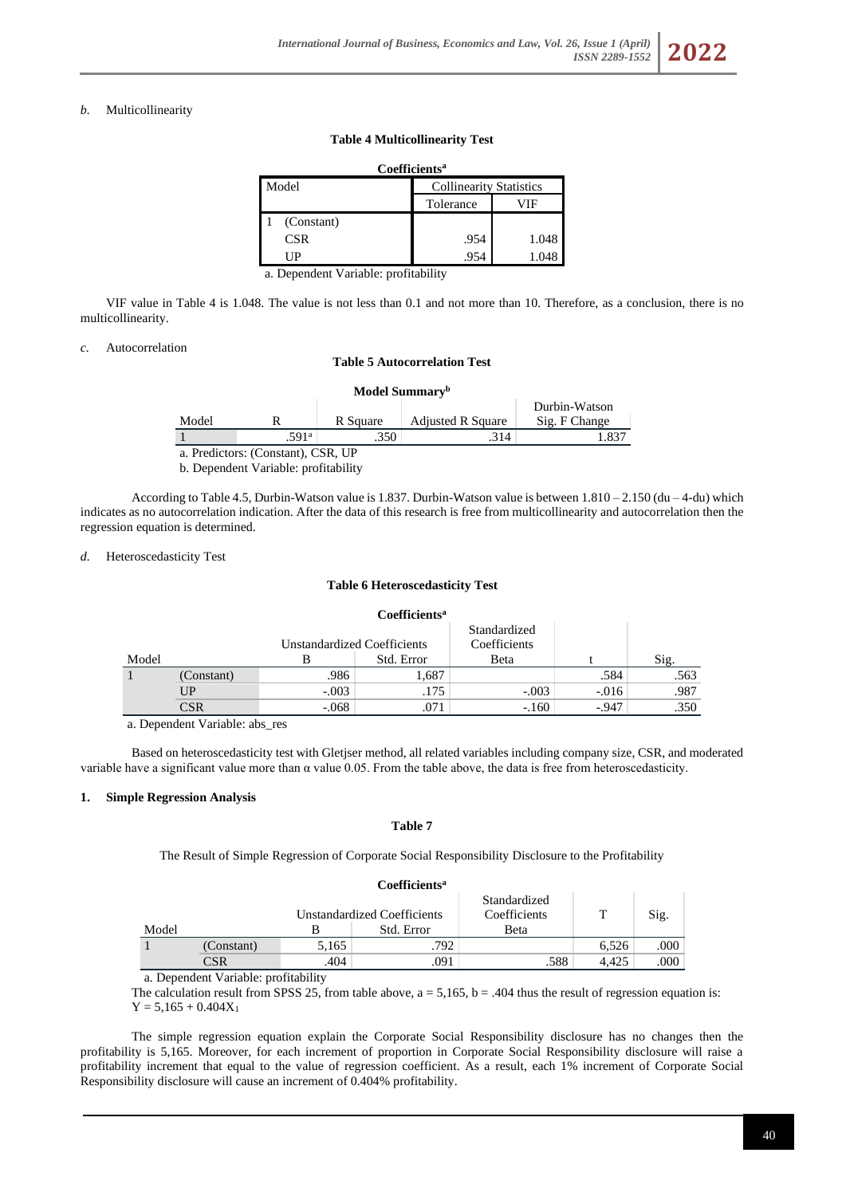*b.* Multicollinearity

**Table 4 Multicollinearity Test**

**Coefficients**[a]

| Model | | Collinearity Statistics | |
|---|---|---|---|
| | | Tolerance | VIF |
| 1 | (Constant) | | |
| | CSR | .954 | 1.048 |
| | UP | .954 | 1.048 |

a. Dependent Variable: profitability

VIF value in Table 4 is 1.048. The value is not less than 0.1 and not more than 10. Therefore, as a conclusion, there is no multicollinearity.

*c.* Autocorrelation

**Table 5 Autocorrelation Test**

**Model Summary**[b]

| Model | R | R Square | Adjusted R Square | Durbin-Watson Sig. F Change |
|---|---|---|---|---|
| 1 | .591[a] | .350 | .314 | 1.837 |

a. Predictors: (Constant), CSR, UP

b. Dependent Variable: profitability

According to Table 4.5, Durbin-Watson value is 1.837. Durbin-Watson value is between 1.810 – 2.150 (du – 4-du) which indicates as no autocorrelation indication. After the data of this research is free from multicollinearity and autocorrelation then the regression equation is determined.

*d.* Heteroscedasticity Test

**Table 6 Heteroscedasticity Test**

**Coefficients**[a]

| Model | | Unstandardized Coefficients | | Standardized Coefficients | t | Sig. |
|---|---|---|---|---|---|---|
| | | B | Std. Error | Beta | | |
| 1 | (Constant) | .986 | 1,687 | | .584 | .563 |
| | UP | -.003 | .175 | -.003 | -.016 | .987 |
| | CSR | -.068 | .071 | -.160 | -.947 | .350 |

a. Dependent Variable: abs_res

Based on heteroscedasticity test with Gletjser method, all related variables including company size, CSR, and moderated variable have a significant value more than α value 0.05. From the table above, the data is free from heteroscedasticity.

**1. Simple Regression Analysis**

**Table 7**

The Result of Simple Regression of Corporate Social Responsibility Disclosure to the Profitability

**Coefficients**[a]

| Model | | Unstandardized Coefficients | | Standardized Coefficients | T | Sig. |
|---|---|---|---|---|---|---|
| | | B | Std. Error | Beta | | |
| 1 | (Constant) | 5,165 | .792 | | 6,526 | .000 |
| | CSR | .404 | .091 | .588 | 4,425 | .000 |

a. Dependent Variable: profitability

The calculation result from SPSS 25, from table above, a = 5,165, b = .404 thus the result of regression equation is: $Y = 5{,}165 + 0.404X_1$

The simple regression equation explain the Corporate Social Responsibility disclosure has no changes then the profitability is 5,165. Moreover, for each increment of proportion in Corporate Social Responsibility disclosure will raise a profitability increment that equal to the value of regression coefficient. As a result, each 1% increment of Corporate Social Responsibility disclosure will cause an increment of 0.404% profitability.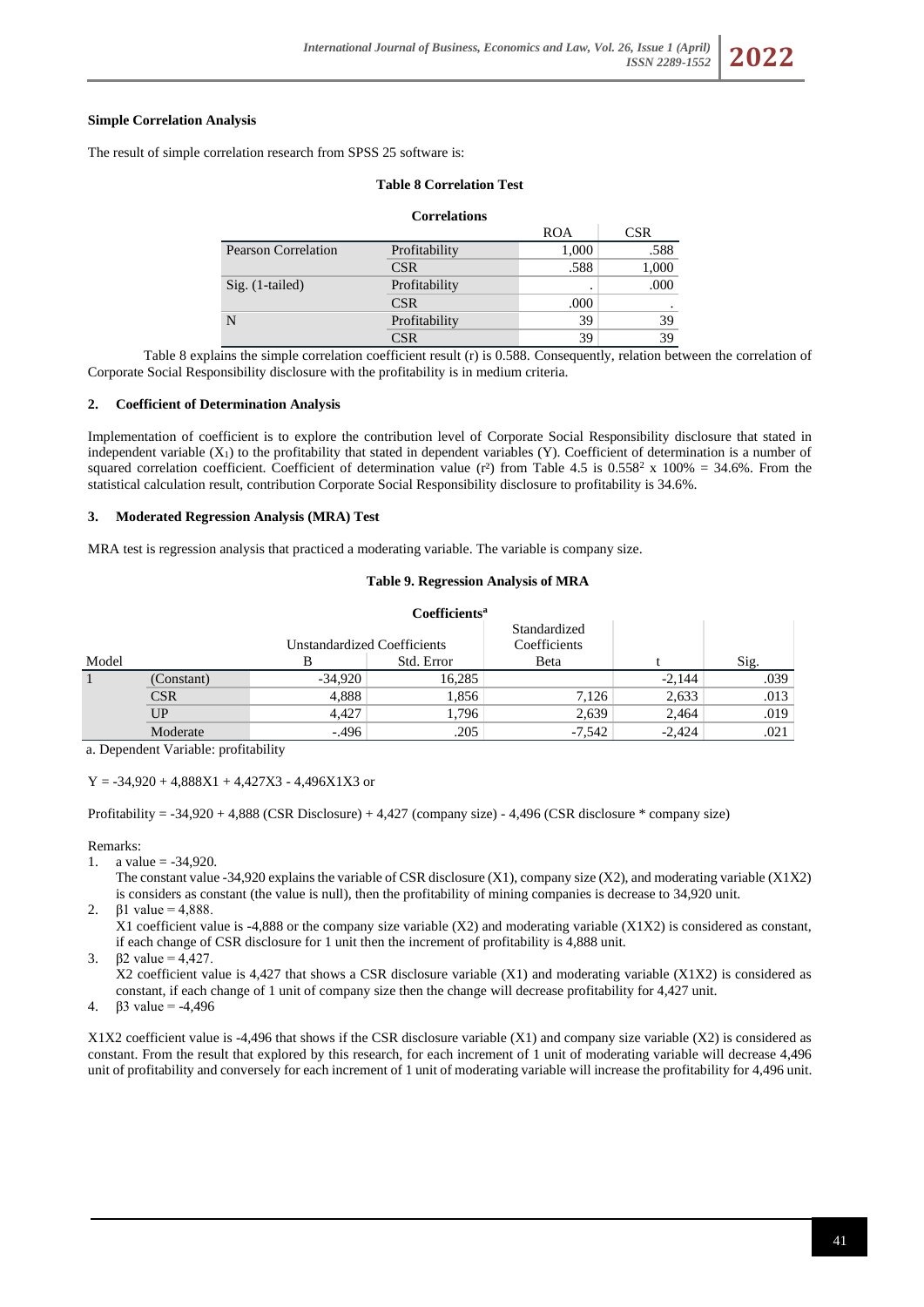**Simple Correlation Analysis**

The result of simple correlation research from SPSS 25 software is:

**Table 8 Correlation Test**

**Correlations**

| | | ROA | CSR |
|---|---|---|---|
| Pearson Correlation | Profitability | 1,000 | .588 |
| | CSR | .588 | 1,000 |
| Sig. (1-tailed) | Profitability | . | .000 |
| | CSR | .000 | . |
| N | Profitability | 39 | 39 |
| | CSR | 39 | 39 |

Table 8 explains the simple correlation coefficient result (r) is 0.588. Consequently, relation between the correlation of Corporate Social Responsibility disclosure with the profitability is in medium criteria.

**2. Coefficient of Determination Analysis**

Implementation of coefficient is to explore the contribution level of Corporate Social Responsibility disclosure that stated in independent variable ($X_1$) to the profitability that stated in dependent variables (Y). Coefficient of determination is a number of squared correlation coefficient. Coefficient of determination value ($r^2$) from Table 4.5 is $0.558^2$ x 100% = 34.6%. From the statistical calculation result, contribution Corporate Social Responsibility disclosure to profitability is 34.6%.

**3. Moderated Regression Analysis (MRA) Test**

MRA test is regression analysis that practiced a moderating variable. The variable is company size.

**Table 9. Regression Analysis of MRA**

**Coefficients[a]**

| Model | | Unstandardized Coefficients B | Unstandardized Coefficients Std. Error | Standardized Coefficients Beta | t | Sig. |
|---|---|---|---|---|---|---|
| 1 | (Constant) | -34,920 | 16,285 | | -2,144 | .039 |
| | CSR | 4,888 | 1,856 | 7,126 | 2,633 | .013 |
| | UP | 4,427 | 1,796 | 2,639 | 2,464 | .019 |
| | Moderate | -.496 | .205 | -7,542 | -2,424 | .021 |

a. Dependent Variable: profitability

Y = -34,920 + 4,888X1 + 4,427X3 - 4,496X1X3 or

Profitability = -34,920 + 4,888 (CSR Disclosure) + 4,427 (company size) - 4,496 (CSR disclosure * company size)

Remarks:

1. a value = -34,920.
   The constant value -34,920 explains the variable of CSR disclosure (X1), company size (X2), and moderating variable (X1X2) is considers as constant (the value is null), then the profitability of mining companies is decrease to 34,920 unit.
2. β1 value = 4,888.
   X1 coefficient value is -4,888 or the company size variable (X2) and moderating variable (X1X2) is considered as constant, if each change of CSR disclosure for 1 unit then the increment of profitability is 4,888 unit.
3. β2 value = 4,427.
   X2 coefficient value is 4,427 that shows a CSR disclosure variable (X1) and moderating variable (X1X2) is considered as constant, if each change of 1 unit of company size then the change will decrease profitability for 4,427 unit.
4. β3 value = -4,496

X1X2 coefficient value is -4,496 that shows if the CSR disclosure variable (X1) and company size variable (X2) is considered as constant. From the result that explored by this research, for each increment of 1 unit of moderating variable will decrease 4,496 unit of profitability and conversely for each increment of 1 unit of moderating variable will increase the profitability for 4,496 unit.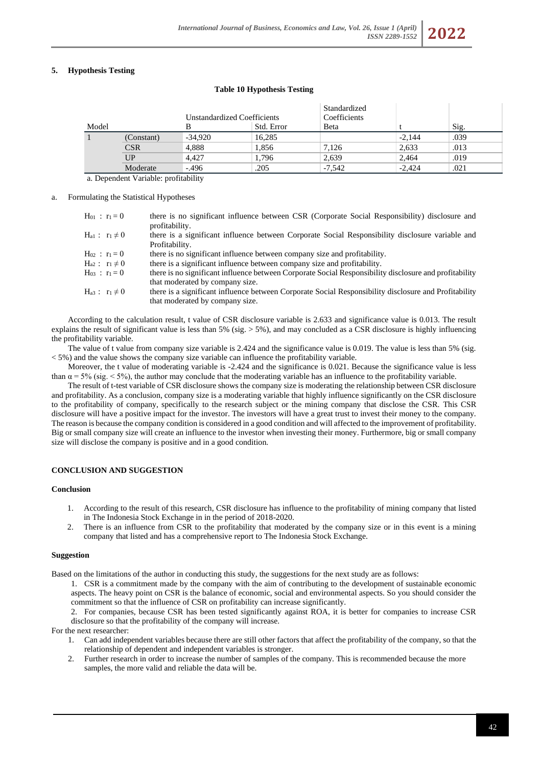## 5. Hypothesis Testing

**Table 10 Hypothesis Testing**

| Model | | Unstandardized Coefficients | | Standardized Coefficients | t | Sig. |
|---|---|---|---|---|---|---|
| | | B | Std. Error | Beta | | |
| 1 | (Constant) | -34,920 | 16,285 | | -2,144 | .039 |
| | CSR | 4,888 | 1,856 | 7,126 | 2,633 | .013 |
| | UP | 4,427 | 1,796 | 2,639 | 2,464 | .019 |
| | Moderate | -.496 | .205 | -7,542 | -2,424 | .021 |

a. Dependent Variable: profitability

a. Formulating the Statistical Hypotheses

| | |
|---|---|
| $H_{01}$ : $r_1 = 0$ | there is no significant influence between CSR (Corporate Social Responsibility) disclosure and profitability. |
| $H_{a1}$ : $r_1 \neq 0$ | there is a significant influence between Corporate Social Responsibility disclosure variable and Profitability. |
| $H_{02}$ : $r_1 = 0$ | there is no significant influence between company size and profitability. |
| $H_{a2}$ : $r_1 \neq 0$ | there is a significant influence between company size and profitability. |
| $H_{03}$ : $r_1 = 0$ | there is no significant influence between Corporate Social Responsibility disclosure and profitability that moderated by company size. |
| $H_{a3}$ : $r_1 \neq 0$ | there is a significant influence between Corporate Social Responsibility disclosure and Profitability that moderated by company size. |

According to the calculation result, t value of CSR disclosure variable is 2.633 and significance value is 0.013. The result explains the result of significant value is less than 5% (sig. > 5%), and may concluded as a CSR disclosure is highly influencing the profitability variable.

The value of t value from company size variable is 2.424 and the significance value is 0.019. The value is less than 5% (sig. < 5%) and the value shows the company size variable can influence the profitability variable.

Moreover, the t value of moderating variable is -2.424 and the significance is 0.021. Because the significance value is less than $\alpha = 5\%$ (sig. < 5%), the author may conclude that the moderating variable has an influence to the profitability variable.

The result of t-test variable of CSR disclosure shows the company size is moderating the relationship between CSR disclosure and profitability. As a conclusion, company size is a moderating variable that highly influence significantly on the CSR disclosure to the profitability of company, specifically to the research subject or the mining company that disclose the CSR. This CSR disclosure will have a positive impact for the investor. The investors will have a great trust to invest their money to the company. The reason is because the company condition is considered in a good condition and will affected to the improvement of profitability. Big or small company size will create an influence to the investor when investing their money. Furthermore, big or small company size will disclose the company is positive and in a good condition.

## CONCLUSION AND SUGGESTION

### Conclusion

1. According to the result of this research, CSR disclosure has influence to the profitability of mining company that listed in The Indonesia Stock Exchange in in the period of 2018-2020.
2. There is an influence from CSR to the profitability that moderated by the company size or in this event is a mining company that listed and has a comprehensive report to The Indonesia Stock Exchange.

### Suggestion

Based on the limitations of the author in conducting this study, the suggestions for the next study are as follows:

1. CSR is a commitment made by the company with the aim of contributing to the development of sustainable economic aspects. The heavy point on CSR is the balance of economic, social and environmental aspects. So you should consider the commitment so that the influence of CSR on profitability can increase significantly.
2. For companies, because CSR has been tested significantly against ROA, it is better for companies to increase CSR disclosure so that the profitability of the company will increase.

For the next researcher:

1. Can add independent variables because there are still other factors that affect the profitability of the company, so that the relationship of dependent and independent variables is stronger.
2. Further research in order to increase the number of samples of the company. This is recommended because the more samples, the more valid and reliable the data will be.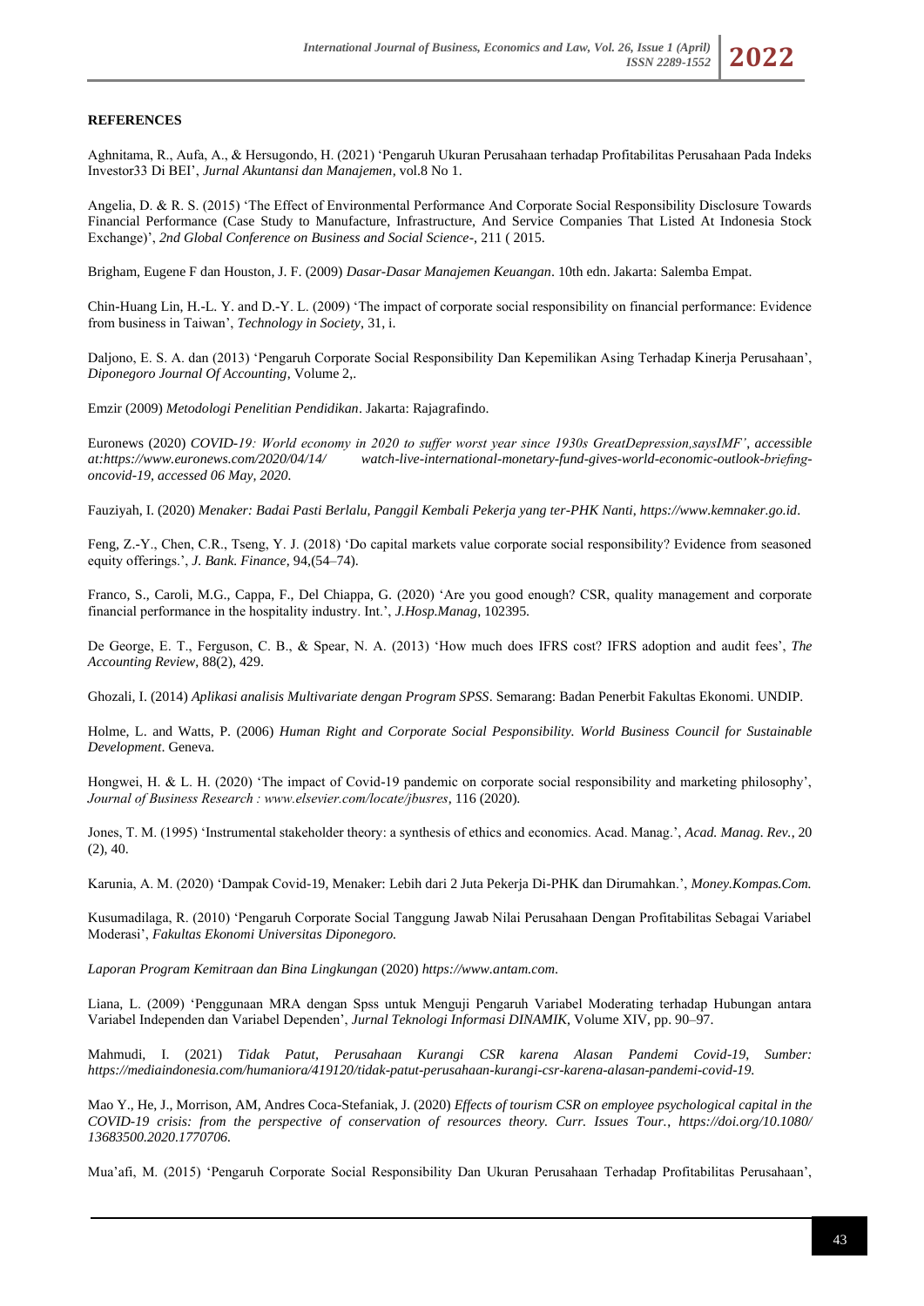**REFERENCES**

Aghnitama, R., Aufa, A., & Hersugondo, H. (2021) 'Pengaruh Ukuran Perusahaan terhadap Profitabilitas Perusahaan Pada Indeks Investor33 Di BEI', *Jurnal Akuntansi dan Manajemen*, vol.8 No 1.

Angelia, D. & R. S. (2015) 'The Effect of Environmental Performance And Corporate Social Responsibility Disclosure Towards Financial Performance (Case Study to Manufacture, Infrastructure, And Service Companies That Listed At Indonesia Stock Exchange)', *2nd Global Conference on Business and Social Science-*, 211 ( 2015.

Brigham, Eugene F dan Houston, J. F. (2009) *Dasar-Dasar Manajemen Keuangan*. 10th edn. Jakarta: Salemba Empat.

Chin-Huang Lin, H.-L. Y. and D.-Y. L. (2009) 'The impact of corporate social responsibility on financial performance: Evidence from business in Taiwan', *Technology in Society*, 31, i.

Daljono, E. S. A. dan (2013) 'Pengaruh Corporate Social Responsibility Dan Kepemilikan Asing Terhadap Kinerja Perusahaan', *Diponegoro Journal Of Accounting*, Volume 2,.

Emzir (2009) *Metodologi Penelitian Pendidikan*. Jakarta: Rajagrafindo.

Euronews (2020) *COVID-19: World economy in 2020 to suffer worst year since 1930s GreatDepression,saysIMF', accessible at:https://www.euronews.com/2020/04/14/ watch-live-international-monetary-fund-gives-world-economic-outlook-briefing-oncovid-19, accessed 06 May, 2020.*

Fauziyah, I. (2020) *Menaker: Badai Pasti Berlalu, Panggil Kembali Pekerja yang ter-PHK Nanti, https://www.kemnaker.go.id*.

Feng, Z.-Y., Chen, C.R., Tseng, Y. J. (2018) 'Do capital markets value corporate social responsibility? Evidence from seasoned equity offerings.', *J. Bank. Finance*, 94,(54–74).

Franco, S., Caroli, M.G., Cappa, F., Del Chiappa, G. (2020) 'Are you good enough? CSR, quality management and corporate financial performance in the hospitality industry. Int.', *J.Hosp.Manag*, 102395.

De George, E. T., Ferguson, C. B., & Spear, N. A. (2013) 'How much does IFRS cost? IFRS adoption and audit fees', *The Accounting Review*, 88(2), 429.

Ghozali, I. (2014) *Aplikasi analisis Multivariate dengan Program SPSS*. Semarang: Badan Penerbit Fakultas Ekonomi. UNDIP.

Holme, L. and Watts, P. (2006) *Human Right and Corporate Social Pesponsibility. World Business Council for Sustainable Development*. Geneva.

Hongwei, H. & L. H. (2020) 'The impact of Covid-19 pandemic on corporate social responsibility and marketing philosophy', *Journal of Business Research : www.elsevier.com/locate/jbusres*, 116 (2020).

Jones, T. M. (1995) 'Instrumental stakeholder theory: a synthesis of ethics and economics. Acad. Manag.', *Acad. Manag. Rev.*, 20 (2), 40.

Karunia, A. M. (2020) 'Dampak Covid-19, Menaker: Lebih dari 2 Juta Pekerja Di-PHK dan Dirumahkan.', *Money.Kompas.Com.*

Kusumadilaga, R. (2010) 'Pengaruh Corporate Social Tanggung Jawab Nilai Perusahaan Dengan Profitabilitas Sebagai Variabel Moderasi', *Fakultas Ekonomi Universitas Diponegoro.*

*Laporan Program Kemitraan dan Bina Lingkungan* (2020) *https://www.antam.com*.

Liana, L. (2009) 'Penggunaan MRA dengan Spss untuk Menguji Pengaruh Variabel Moderating terhadap Hubungan antara Variabel Independen dan Variabel Dependen', *Jurnal Teknologi Informasi DINAMIK*, Volume XIV, pp. 90–97.

Mahmudi, I. (2021) *Tidak Patut, Perusahaan Kurangi CSR karena Alasan Pandemi Covid-19, Sumber: https://mediaindonesia.com/humaniora/419120/tidak-patut-perusahaan-kurangi-csr-karena-alasan-pandemi-covid-19.*

Mao Y., He, J., Morrison, AM, Andres Coca-Stefaniak, J. (2020) *Effects of tourism CSR on employee psychological capital in the COVID-19 crisis: from the perspective of conservation of resources theory. Curr. Issues Tour., https://doi.org/10.1080/ 13683500.2020.1770706.*

Mua'afi, M. (2015) 'Pengaruh Corporate Social Responsibility Dan Ukuran Perusahaan Terhadap Profitabilitas Perusahaan',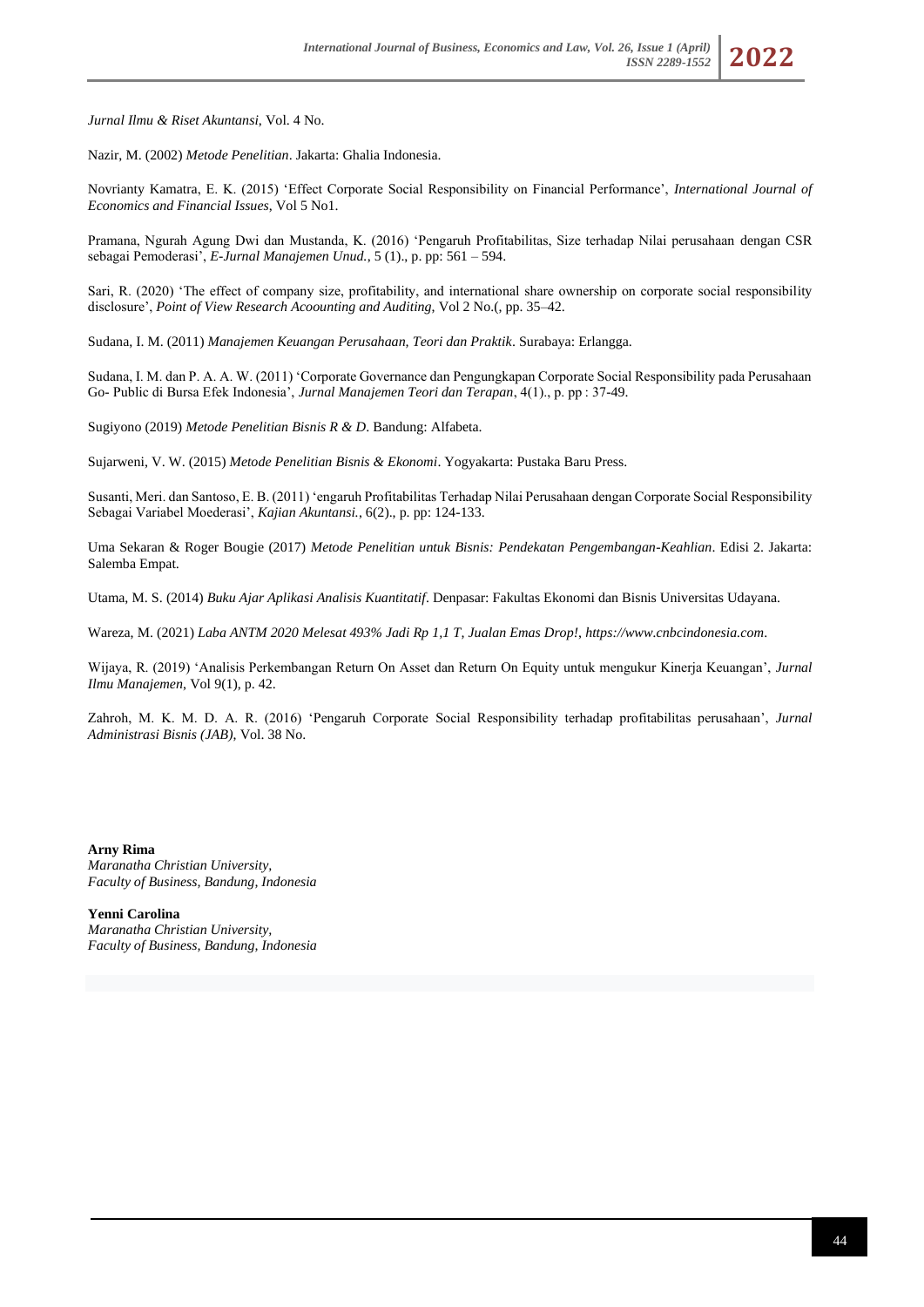*Jurnal Ilmu & Riset Akuntansi*, Vol. 4 No.

Nazir, M. (2002) *Metode Penelitian*. Jakarta: Ghalia Indonesia.

Novrianty Kamatra, E. K. (2015) 'Effect Corporate Social Responsibility on Financial Performance', *International Journal of Economics and Financial Issues*, Vol 5 No1.

Pramana, Ngurah Agung Dwi dan Mustanda, K. (2016) 'Pengaruh Profitabilitas, Size terhadap Nilai perusahaan dengan CSR sebagai Pemoderasi', *E-Jurnal Manajemen Unud.*, 5 (1)., p. pp: 561 – 594.

Sari, R. (2020) 'The effect of company size, profitability, and international share ownership on corporate social responsibility disclosure', *Point of View Research Acoounting and Auditing*, Vol 2 No.(, pp. 35–42.

Sudana, I. M. (2011) *Manajemen Keuangan Perusahaan, Teori dan Praktik*. Surabaya: Erlangga.

Sudana, I. M. dan P. A. A. W. (2011) 'Corporate Governance dan Pengungkapan Corporate Social Responsibility pada Perusahaan Go- Public di Bursa Efek Indonesia', *Jurnal Manajemen Teori dan Terapan*, 4(1)., p. pp : 37-49.

Sugiyono (2019) *Metode Penelitian Bisnis R & D*. Bandung: Alfabeta.

Sujarweni, V. W. (2015) *Metode Penelitian Bisnis & Ekonomi*. Yogyakarta: Pustaka Baru Press.

Susanti, Meri. dan Santoso, E. B. (2011) 'engaruh Profitabilitas Terhadap Nilai Perusahaan dengan Corporate Social Responsibility Sebagai Variabel Moederasi', *Kajian Akuntansi.*, 6(2)., p. pp: 124-133.

Uma Sekaran & Roger Bougie (2017) *Metode Penelitian untuk Bisnis: Pendekatan Pengembangan-Keahlian*. Edisi 2. Jakarta: Salemba Empat.

Utama, M. S. (2014) *Buku Ajar Aplikasi Analisis Kuantitatif*. Denpasar: Fakultas Ekonomi dan Bisnis Universitas Udayana.

Wareza, M. (2021) *Laba ANTM 2020 Melesat 493% Jadi Rp 1,1 T, Jualan Emas Drop!*, *https://www.cnbcindonesia.com*.

Wijaya, R. (2019) 'Analisis Perkembangan Return On Asset dan Return On Equity untuk mengukur Kinerja Keuangan', *Jurnal Ilmu Manajemen*, Vol 9(1), p. 42.

Zahroh, M. K. M. D. A. R. (2016) 'Pengaruh Corporate Social Responsibility terhadap profitabilitas perusahaan', *Jurnal Administrasi Bisnis (JAB)*, Vol. 38 No.

**Arny Rima**
*Maranatha Christian University,*
*Faculty of Business, Bandung, Indonesia*

**Yenni Carolina**
*Maranatha Christian University,*
*Faculty of Business, Bandung, Indonesia*